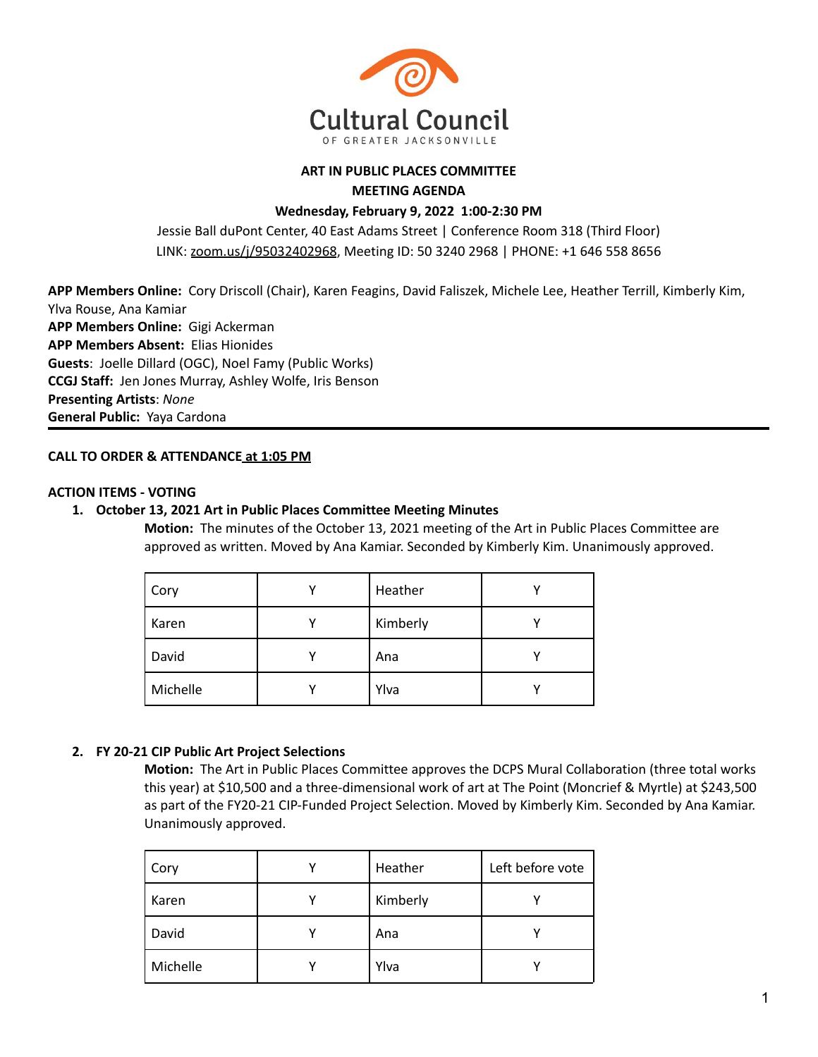Cultural Council OF GREATER JACKSONVILLE

**ART IN PUBLIC PLACES COMMITTEE**

**MEETING AGENDA**

**Wednesday, February 9, 2022 1:00-2:30 PM**

Jessie Ball duPont Center, 40 East Adams Street | Conference Room 318 (Third Floor)

LINK: zoom.us/j/95032402968, Meeting ID: 50 3240 2968 | PHONE: +1 646 558 8656

**APP Members Online:** Cory Driscoll (Chair), Karen Feagins, David Faliszek, Michele Lee, Heather Terrill, Kimberly Kim, Ylva Rouse, Ana Kamiar

**APP Members Online:** Gigi Ackerman

**APP Members Absent:** Elias Hionides

**Guests**: Joelle Dillard (OGC), Noel Famy (Public Works)

**CCGJ Staff:** Jen Jones Murray, Ashley Wolfe, Iris Benson

**Presenting Artists**: *None*

**General Public:** Yaya Cardona

---

**CALL TO ORDER & ATTENDANCE at 1:05 PM**

**ACTION ITEMS - VOTING**

1. **October 13, 2021 Art in Public Places Committee Meeting Minutes**

   **Motion:** The minutes of the October 13, 2021 meeting of the Art in Public Places Committee are approved as written. Moved by Ana Kamiar. Seconded by Kimberly Kim. Unanimously approved.

| | | | |
|---|---|---|---|
| Cory | Y | Heather | Y |
| Karen | Y | Kimberly | Y |
| David | Y | Ana | Y |
| Michelle | Y | Ylva | Y |

2. **FY 20-21 CIP Public Art Project Selections**

   **Motion:** The Art in Public Places Committee approves the DCPS Mural Collaboration (three total works this year) at $10,500 and a three-dimensional work of art at The Point (Moncrief & Myrtle) at $243,500 as part of the FY20-21 CIP-Funded Project Selection. Moved by Kimberly Kim. Seconded by Ana Kamiar. Unanimously approved.

| | | | |
|---|---|---|---|
| Cory | Y | Heather | Left before vote |
| Karen | Y | Kimberly | Y |
| David | Y | Ana | Y |
| Michelle | Y | Ylva | Y |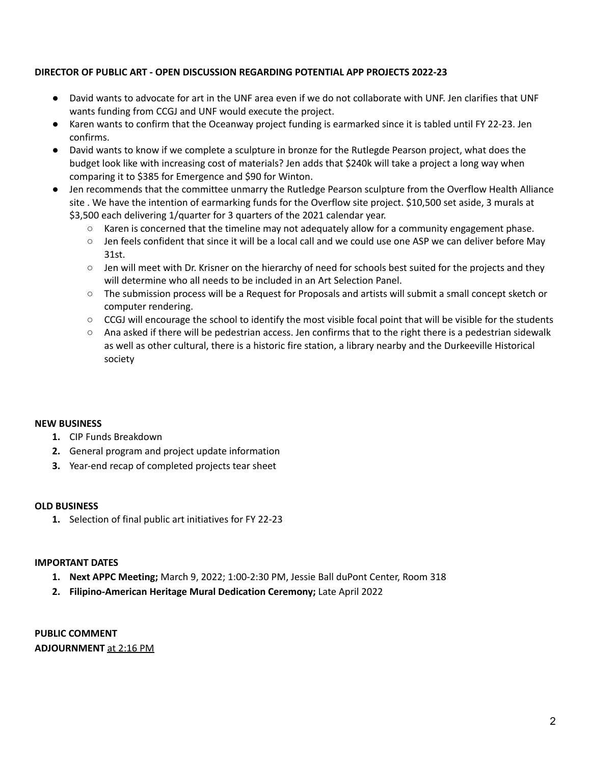**DIRECTOR OF PUBLIC ART - OPEN DISCUSSION REGARDING POTENTIAL APP PROJECTS 2022-23**

- David wants to advocate for art in the UNF area even if we do not collaborate with UNF. Jen clarifies that UNF wants funding from CCGJ and UNF would execute the project.
- Karen wants to confirm that the Oceanway project funding is earmarked since it is tabled until FY 22-23. Jen confirms.
- David wants to know if we complete a sculpture in bronze for the Rutlegde Pearson project, what does the budget look like with increasing cost of materials? Jen adds that $240k will take a project a long way when comparing it to $385 for Emergence and $90 for Winton.
- Jen recommends that the committee unmarry the Rutledge Pearson sculpture from the Overflow Health Alliance site . We have the intention of earmarking funds for the Overflow site project. $10,500 set aside, 3 murals at $3,500 each delivering 1/quarter for 3 quarters of the 2021 calendar year.
  - Karen is concerned that the timeline may not adequately allow for a community engagement phase.
  - Jen feels confident that since it will be a local call and we could use one ASP we can deliver before May 31st.
  - Jen will meet with Dr. Krisner on the hierarchy of need for schools best suited for the projects and they will determine who all needs to be included in an Art Selection Panel.
  - The submission process will be a Request for Proposals and artists will submit a small concept sketch or computer rendering.
  - CCGJ will encourage the school to identify the most visible focal point that will be visible for the students
  - Ana asked if there will be pedestrian access. Jen confirms that to the right there is a pedestrian sidewalk as well as other cultural, there is a historic fire station, a library nearby and the Durkeeville Historical society

**NEW BUSINESS**

1. CIP Funds Breakdown
2. General program and project update information
3. Year-end recap of completed projects tear sheet

**OLD BUSINESS**

1. Selection of final public art initiatives for FY 22-23

**IMPORTANT DATES**

1. **Next APPC Meeting;** March 9, 2022; 1:00-2:30 PM, Jessie Ball duPont Center, Room 318
2. **Filipino-American Heritage Mural Dedication Ceremony;** Late April 2022

**PUBLIC COMMENT**

**ADJOURNMENT** at 2:16 PM